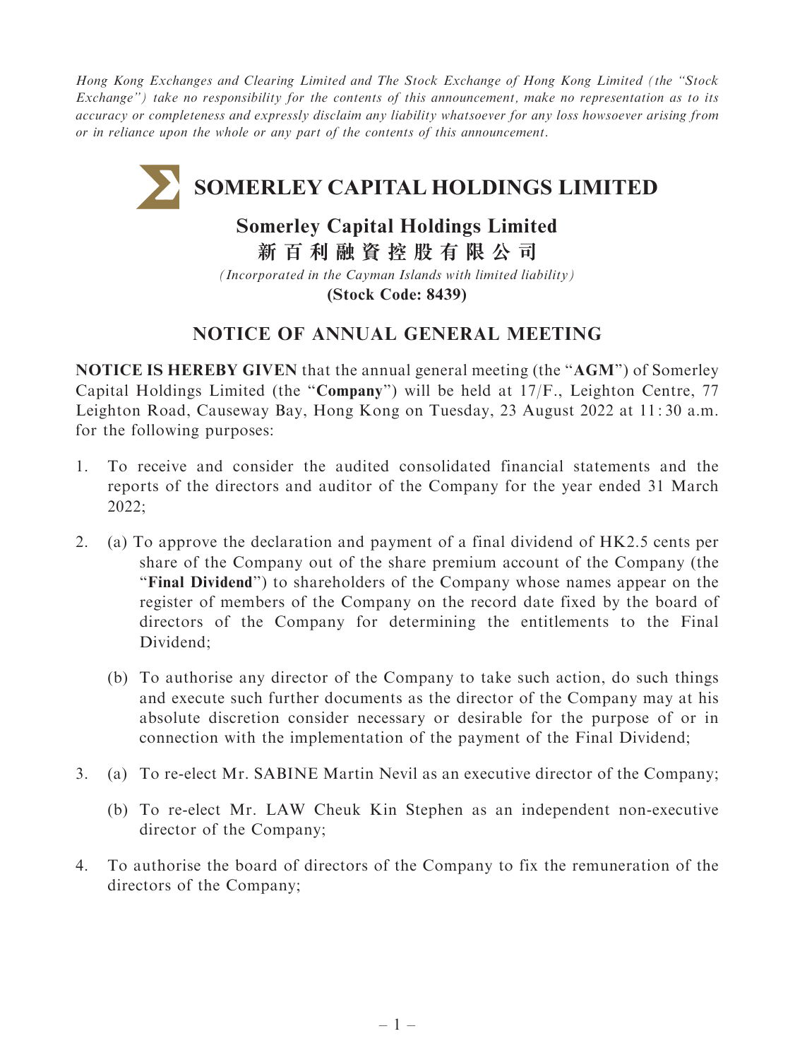*Hong Kong Exchanges and Clearing Limited and The Stock Exchange of Hong Kong Limited (the "Stock Exchange") take no responsibility for the contents of this announcement, make no representation as to its accuracy or completeness and expressly disclaim any liability whatsoever for any loss howsoever arising from or in reliance upon the whole or any part of the contents of this announcement.*

# SOMERLEY CAPITAL HOLDINGS LIMITED

## Somerley Capital Holdings Limited
## 新百利融資控股有限公司

*(Incorporated in the Cayman Islands with limited liability)*

**(Stock Code: 8439)**

## NOTICE OF ANNUAL GENERAL MEETING

**NOTICE IS HEREBY GIVEN** that the annual general meeting (the "**AGM**") of Somerley Capital Holdings Limited (the "**Company**") will be held at 17/F., Leighton Centre, 77 Leighton Road, Causeway Bay, Hong Kong on Tuesday, 23 August 2022 at 11:30 a.m. for the following purposes:

1. To receive and consider the audited consolidated financial statements and the reports of the directors and auditor of the Company for the year ended 31 March 2022;

2. (a) To approve the declaration and payment of a final dividend of HK2.5 cents per share of the Company out of the share premium account of the Company (the "**Final Dividend**") to shareholders of the Company whose names appear on the register of members of the Company on the record date fixed by the board of directors of the Company for determining the entitlements to the Final Dividend;

   (b) To authorise any director of the Company to take such action, do such things and execute such further documents as the director of the Company may at his absolute discretion consider necessary or desirable for the purpose of or in connection with the implementation of the payment of the Final Dividend;

3. (a) To re-elect Mr. SABINE Martin Nevil as an executive director of the Company;

   (b) To re-elect Mr. LAW Cheuk Kin Stephen as an independent non-executive director of the Company;

4. To authorise the board of directors of the Company to fix the remuneration of the directors of the Company;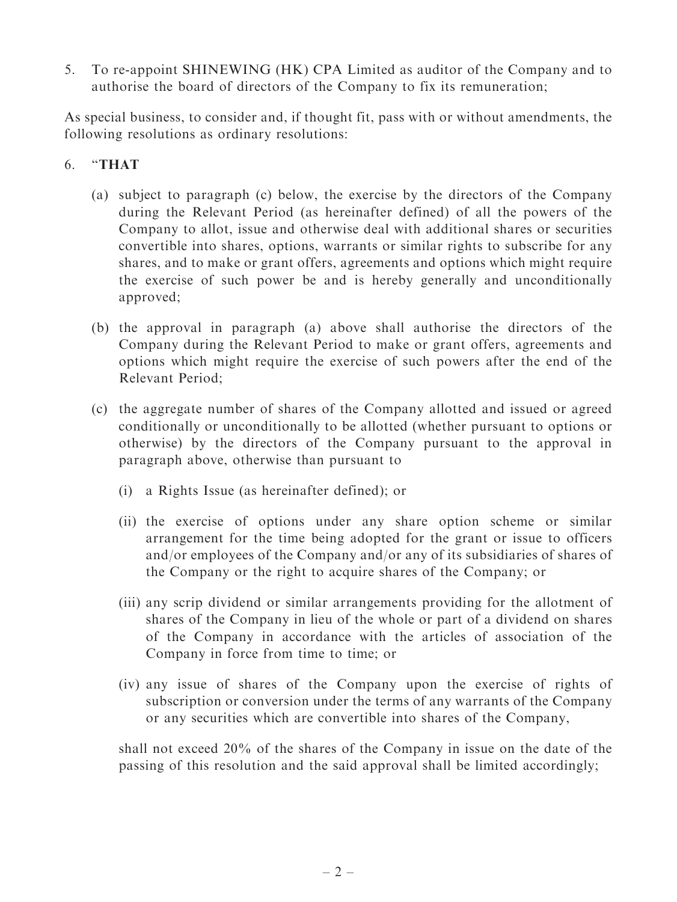5. To re-appoint SHINEWING (HK) CPA Limited as auditor of the Company and to authorise the board of directors of the Company to fix its remuneration;

As special business, to consider and, if thought fit, pass with or without amendments, the following resolutions as ordinary resolutions:

6. "**THAT**

   (a) subject to paragraph (c) below, the exercise by the directors of the Company during the Relevant Period (as hereinafter defined) of all the powers of the Company to allot, issue and otherwise deal with additional shares or securities convertible into shares, options, warrants or similar rights to subscribe for any shares, and to make or grant offers, agreements and options which might require the exercise of such power be and is hereby generally and unconditionally approved;

   (b) the approval in paragraph (a) above shall authorise the directors of the Company during the Relevant Period to make or grant offers, agreements and options which might require the exercise of such powers after the end of the Relevant Period;

   (c) the aggregate number of shares of the Company allotted and issued or agreed conditionally or unconditionally to be allotted (whether pursuant to options or otherwise) by the directors of the Company pursuant to the approval in paragraph above, otherwise than pursuant to

      (i) a Rights Issue (as hereinafter defined); or

      (ii) the exercise of options under any share option scheme or similar arrangement for the time being adopted for the grant or issue to officers and/or employees of the Company and/or any of its subsidiaries of shares of the Company or the right to acquire shares of the Company; or

      (iii) any scrip dividend or similar arrangements providing for the allotment of shares of the Company in lieu of the whole or part of a dividend on shares of the Company in accordance with the articles of association of the Company in force from time to time; or

      (iv) any issue of shares of the Company upon the exercise of rights of subscription or conversion under the terms of any warrants of the Company or any securities which are convertible into shares of the Company,

   shall not exceed 20% of the shares of the Company in issue on the date of the passing of this resolution and the said approval shall be limited accordingly;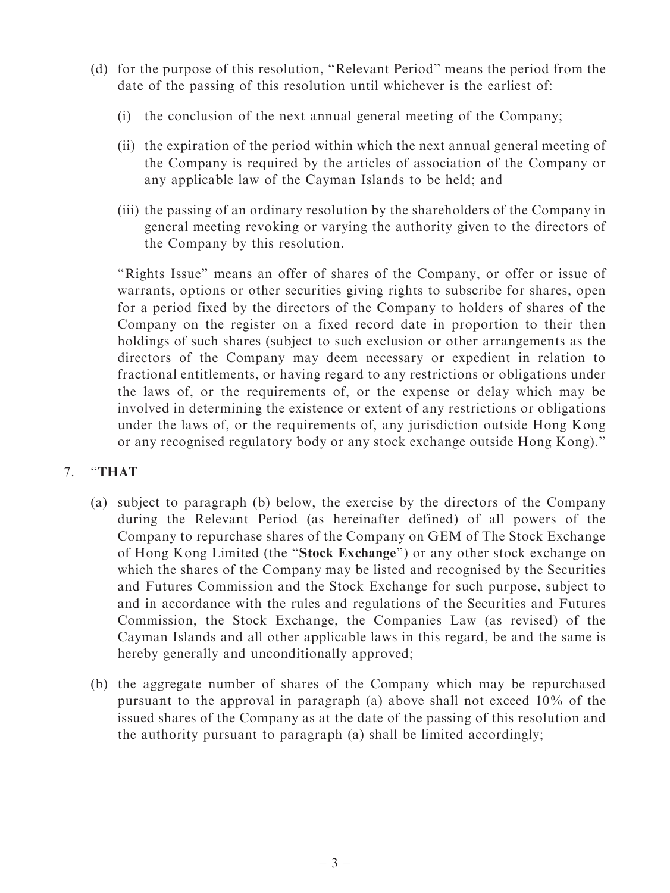(d) for the purpose of this resolution, "Relevant Period" means the period from the date of the passing of this resolution until whichever is the earliest of:

  (i) the conclusion of the next annual general meeting of the Company;

  (ii) the expiration of the period within which the next annual general meeting of the Company is required by the articles of association of the Company or any applicable law of the Cayman Islands to be held; and

  (iii) the passing of an ordinary resolution by the shareholders of the Company in general meeting revoking or varying the authority given to the directors of the Company by this resolution.

  "Rights Issue" means an offer of shares of the Company, or offer or issue of warrants, options or other securities giving rights to subscribe for shares, open for a period fixed by the directors of the Company to holders of shares of the Company on the register on a fixed record date in proportion to their then holdings of such shares (subject to such exclusion or other arrangements as the directors of the Company may deem necessary or expedient in relation to fractional entitlements, or having regard to any restrictions or obligations under the laws of, or the requirements of, or the expense or delay which may be involved in determining the existence or extent of any restrictions or obligations under the laws of, or the requirements of, any jurisdiction outside Hong Kong or any recognised regulatory body or any stock exchange outside Hong Kong)."

7. "**THAT**

(a) subject to paragraph (b) below, the exercise by the directors of the Company during the Relevant Period (as hereinafter defined) of all powers of the Company to repurchase shares of the Company on GEM of The Stock Exchange of Hong Kong Limited (the "**Stock Exchange**") or any other stock exchange on which the shares of the Company may be listed and recognised by the Securities and Futures Commission and the Stock Exchange for such purpose, subject to and in accordance with the rules and regulations of the Securities and Futures Commission, the Stock Exchange, the Companies Law (as revised) of the Cayman Islands and all other applicable laws in this regard, be and the same is hereby generally and unconditionally approved;

(b) the aggregate number of shares of the Company which may be repurchased pursuant to the approval in paragraph (a) above shall not exceed 10% of the issued shares of the Company as at the date of the passing of this resolution and the authority pursuant to paragraph (a) shall be limited accordingly;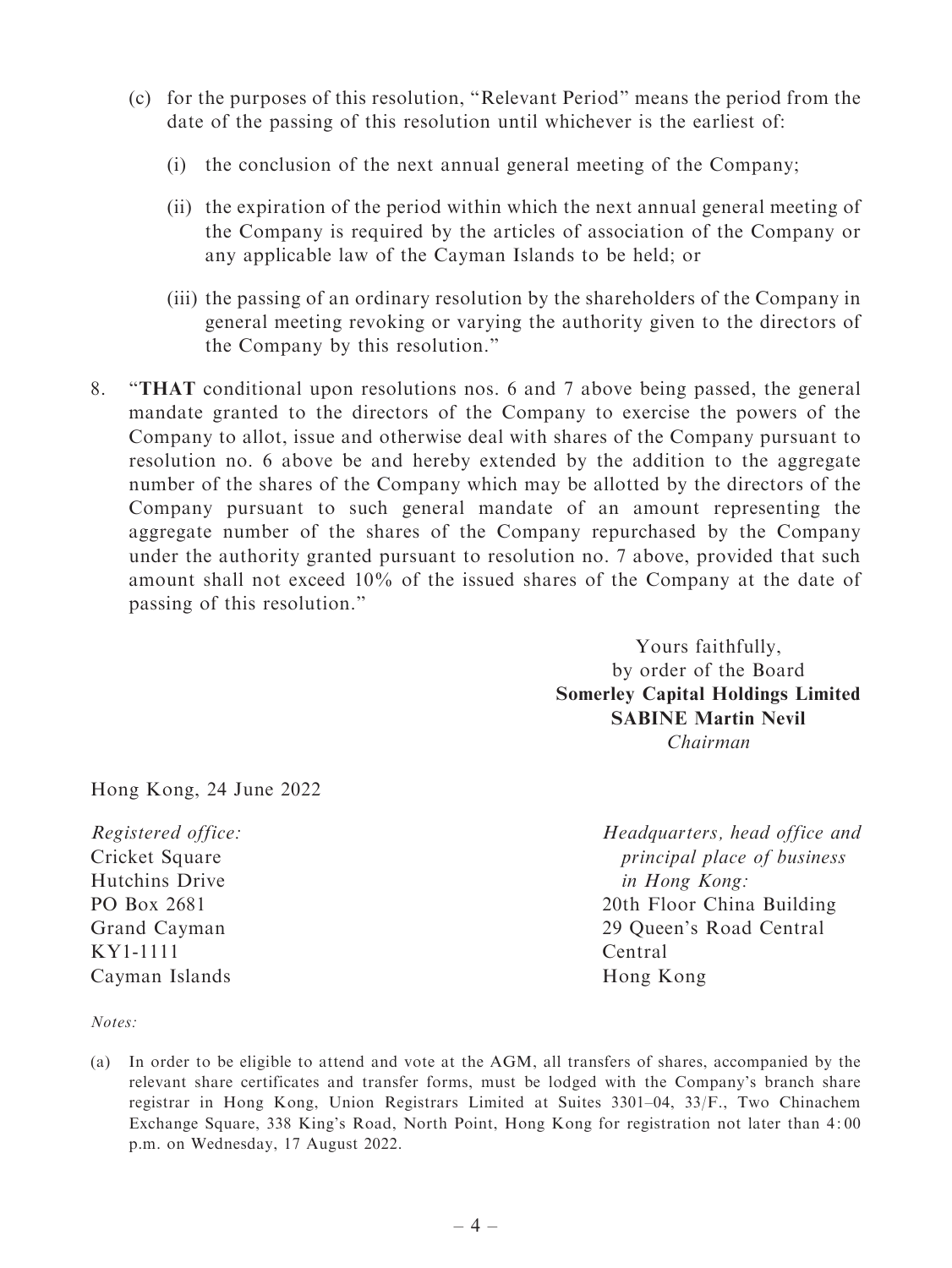(c) for the purposes of this resolution, "Relevant Period" means the period from the date of the passing of this resolution until whichever is the earliest of:

   (i) the conclusion of the next annual general meeting of the Company;

   (ii) the expiration of the period within which the next annual general meeting of the Company is required by the articles of association of the Company or any applicable law of the Cayman Islands to be held; or

   (iii) the passing of an ordinary resolution by the shareholders of the Company in general meeting revoking or varying the authority given to the directors of the Company by this resolution."

8. "**THAT** conditional upon resolutions nos. 6 and 7 above being passed, the general mandate granted to the directors of the Company to exercise the powers of the Company to allot, issue and otherwise deal with shares of the Company pursuant to resolution no. 6 above be and hereby extended by the addition to the aggregate number of the shares of the Company which may be allotted by the directors of the Company pursuant to such general mandate of an amount representing the aggregate number of the shares of the Company repurchased by the Company under the authority granted pursuant to resolution no. 7 above, provided that such amount shall not exceed 10% of the issued shares of the Company at the date of passing of this resolution."

Yours faithfully,
by order of the Board
**Somerley Capital Holdings Limited**
**SABINE Martin Nevil**
*Chairman*

Hong Kong, 24 June 2022

*Registered office:*
Cricket Square
Hutchins Drive
PO Box 2681
Grand Cayman
KY1-1111
Cayman Islands

*Headquarters, head office and principal place of business in Hong Kong:*
20th Floor China Building
29 Queen's Road Central
Central
Hong Kong

*Notes:*

(a) In order to be eligible to attend and vote at the AGM, all transfers of shares, accompanied by the relevant share certificates and transfer forms, must be lodged with the Company's branch share registrar in Hong Kong, Union Registrars Limited at Suites 3301–04, 33/F., Two Chinachem Exchange Square, 338 King's Road, North Point, Hong Kong for registration not later than 4:00 p.m. on Wednesday, 17 August 2022.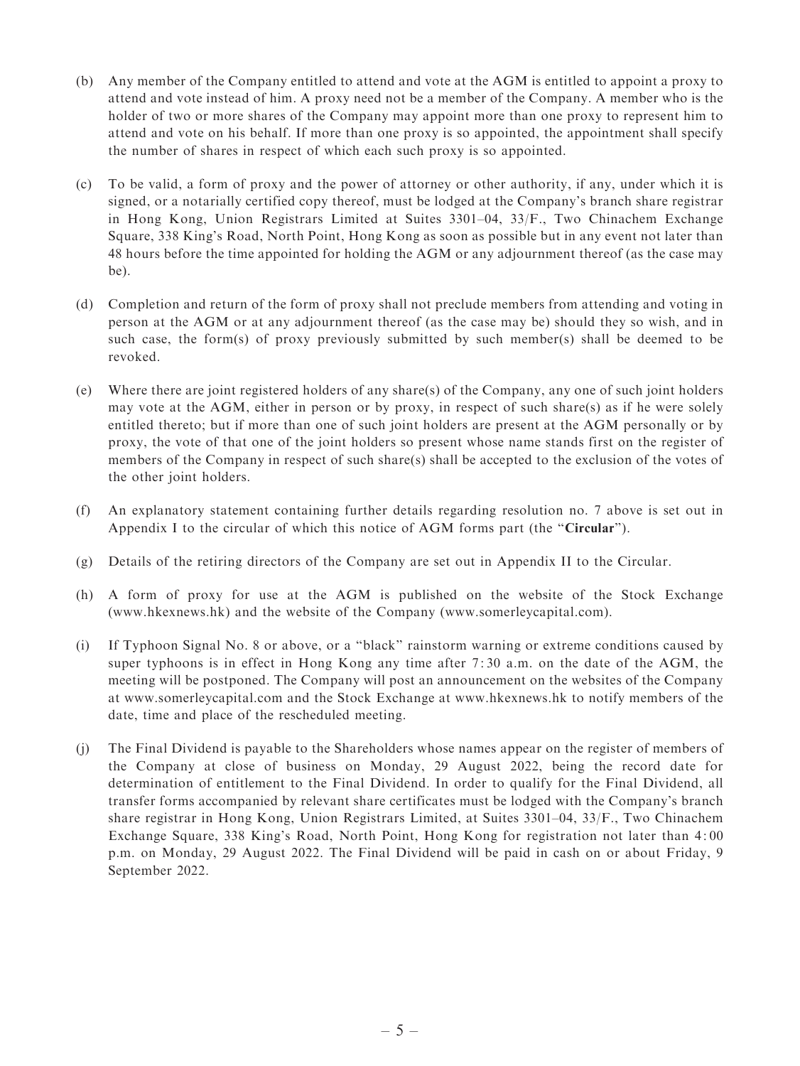(b) Any member of the Company entitled to attend and vote at the AGM is entitled to appoint a proxy to attend and vote instead of him. A proxy need not be a member of the Company. A member who is the holder of two or more shares of the Company may appoint more than one proxy to represent him to attend and vote on his behalf. If more than one proxy is so appointed, the appointment shall specify the number of shares in respect of which each such proxy is so appointed.

(c) To be valid, a form of proxy and the power of attorney or other authority, if any, under which it is signed, or a notarially certified copy thereof, must be lodged at the Company's branch share registrar in Hong Kong, Union Registrars Limited at Suites 3301–04, 33/F., Two Chinachem Exchange Square, 338 King's Road, North Point, Hong Kong as soon as possible but in any event not later than 48 hours before the time appointed for holding the AGM or any adjournment thereof (as the case may be).

(d) Completion and return of the form of proxy shall not preclude members from attending and voting in person at the AGM or at any adjournment thereof (as the case may be) should they so wish, and in such case, the form(s) of proxy previously submitted by such member(s) shall be deemed to be revoked.

(e) Where there are joint registered holders of any share(s) of the Company, any one of such joint holders may vote at the AGM, either in person or by proxy, in respect of such share(s) as if he were solely entitled thereto; but if more than one of such joint holders are present at the AGM personally or by proxy, the vote of that one of the joint holders so present whose name stands first on the register of members of the Company in respect of such share(s) shall be accepted to the exclusion of the votes of the other joint holders.

(f) An explanatory statement containing further details regarding resolution no. 7 above is set out in Appendix I to the circular of which this notice of AGM forms part (the "**Circular**").

(g) Details of the retiring directors of the Company are set out in Appendix II to the Circular.

(h) A form of proxy for use at the AGM is published on the website of the Stock Exchange (www.hkexnews.hk) and the website of the Company (www.somerleycapital.com).

(i) If Typhoon Signal No. 8 or above, or a "black" rainstorm warning or extreme conditions caused by super typhoons is in effect in Hong Kong any time after 7:30 a.m. on the date of the AGM, the meeting will be postponed. The Company will post an announcement on the websites of the Company at www.somerleycapital.com and the Stock Exchange at www.hkexnews.hk to notify members of the date, time and place of the rescheduled meeting.

(j) The Final Dividend is payable to the Shareholders whose names appear on the register of members of the Company at close of business on Monday, 29 August 2022, being the record date for determination of entitlement to the Final Dividend. In order to qualify for the Final Dividend, all transfer forms accompanied by relevant share certificates must be lodged with the Company's branch share registrar in Hong Kong, Union Registrars Limited, at Suites 3301–04, 33/F., Two Chinachem Exchange Square, 338 King's Road, North Point, Hong Kong for registration not later than 4:00 p.m. on Monday, 29 August 2022. The Final Dividend will be paid in cash on or about Friday, 9 September 2022.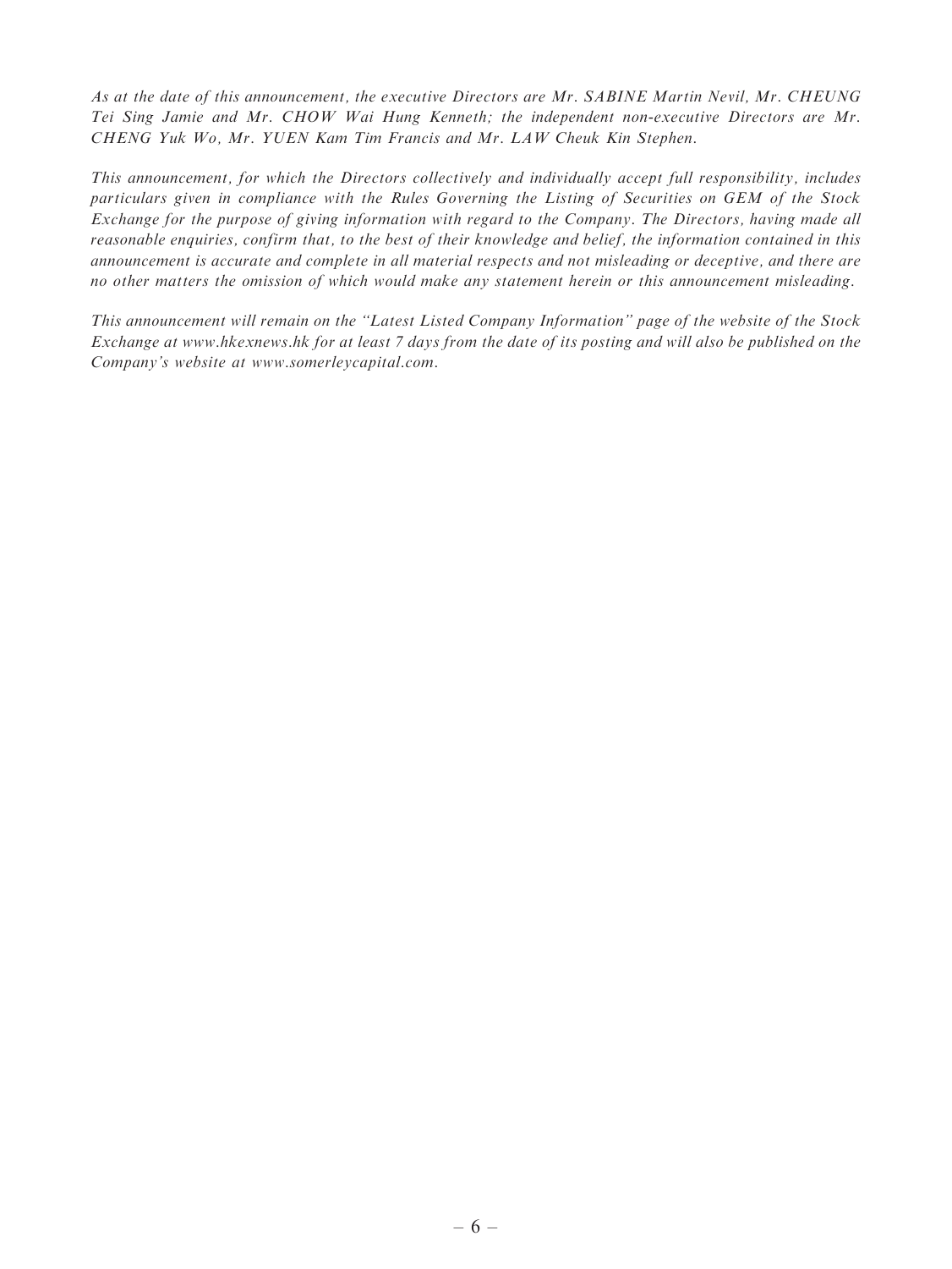*As at the date of this announcement, the executive Directors are Mr. SABINE Martin Nevil, Mr. CHEUNG Tei Sing Jamie and Mr. CHOW Wai Hung Kenneth; the independent non-executive Directors are Mr. CHENG Yuk Wo, Mr. YUEN Kam Tim Francis and Mr. LAW Cheuk Kin Stephen.*

*This announcement, for which the Directors collectively and individually accept full responsibility, includes particulars given in compliance with the Rules Governing the Listing of Securities on GEM of the Stock Exchange for the purpose of giving information with regard to the Company. The Directors, having made all reasonable enquiries, confirm that, to the best of their knowledge and belief, the information contained in this announcement is accurate and complete in all material respects and not misleading or deceptive, and there are no other matters the omission of which would make any statement herein or this announcement misleading.*

*This announcement will remain on the "Latest Listed Company Information" page of the website of the Stock Exchange at www.hkexnews.hk for at least 7 days from the date of its posting and will also be published on the Company's website at www.somerleycapital.com.*